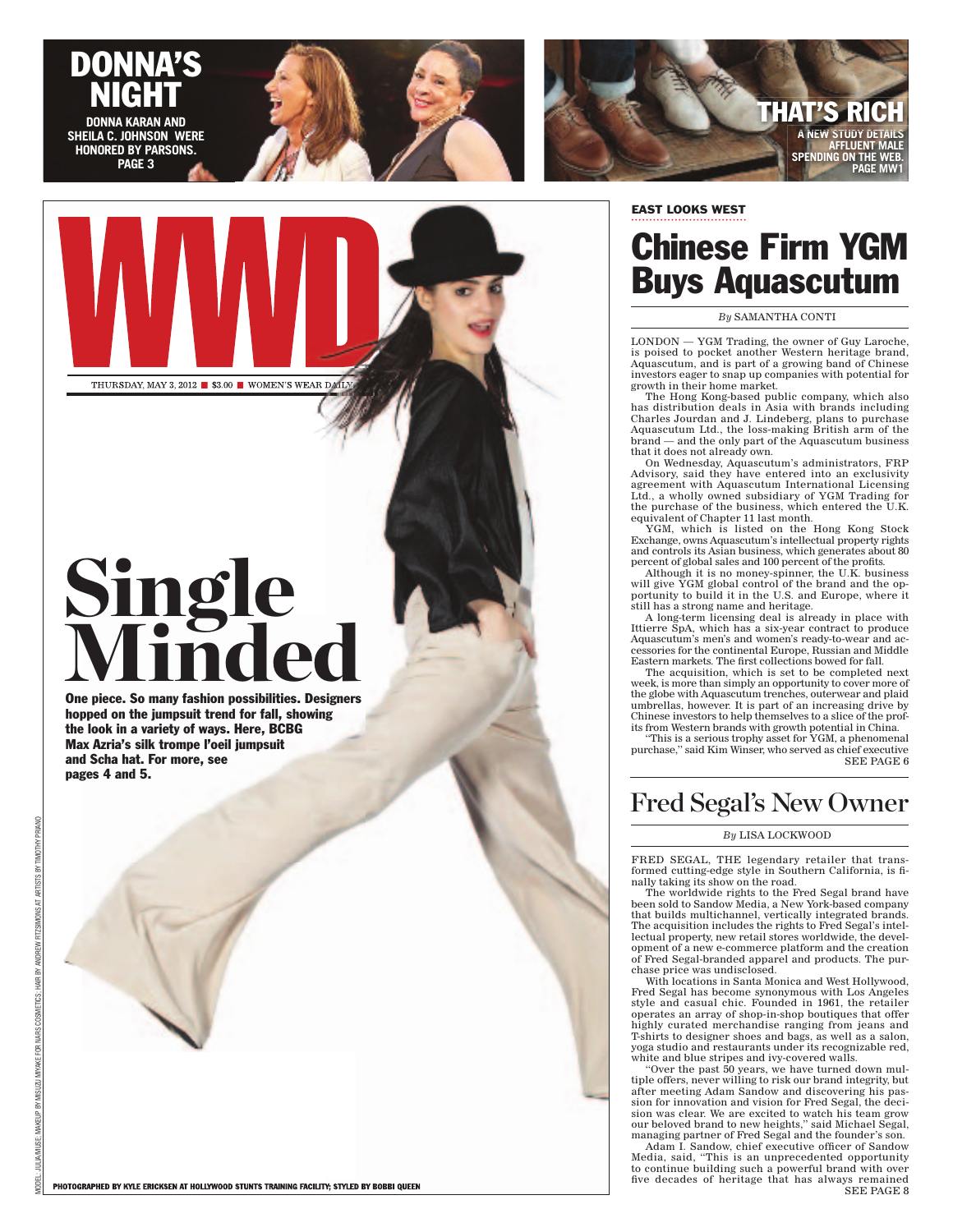# DONNA'S NIGHT

**DONNA KARAN AND SHEILA C. JOHNSON WERE HONORED BY PARSONS. PAGE 3**

# THAT'S RICH

**A NEW STUDY DETAILS AFFLUENT MALE SPENDING ON THE WEB. PAGE MW1**

# WWD

THURSDAY, MAY 3, 2012 ■ $3.00 ■ WOMEN'S WEAR DAILY

# Single Minded

**One piece. So many fashion possibilities. Designers hopped on the jumpsuit trend for fall, showing the look in a variety of ways. Here, BCBG Max Azria's silk trompe l'oeil jumpsuit and Scha hat. For more, see pages 4 and 5.**

PHOTOGRAPHED BY KYLE ERICKSEN AT HOLLYWOOD STUNTS TRAINING FACILITY; STYLED BY BOBBI QUEEN

MODEL: JULIA/MUSE; MAKEUP BY MISUZU MIYAKE FOR NARS COSMETICS; HAIR BY ANDREW FITZSIMONS AT ARTISTS BY TIMOTHY PRIANO

**EAST LOOKS WEST**

## Chinese Firm YGM Buys Aquascutum

*By* SAMANTHA CONTI

LONDON — YGM Trading, the owner of Guy Laroche, is poised to pocket another Western heritage brand, Aquascutum, and is part of a growing band of Chinese investors eager to snap up companies with potential for growth in their home market.

The Hong Kong-based public company, which also has distribution deals in Asia with brands including Charles Jourdan and J. Lindeberg, plans to purchase Aquascutum Ltd., the loss-making British arm of the brand — and the only part of the Aquascutum business that it does not already own.

On Wednesday, Aquascutum's administrators, FRP Advisory, said they have entered into an exclusivity agreement with Aquascutum International Licensing Ltd., a wholly owned subsidiary of YGM Trading for the purchase of the business, which entered the U.K. equivalent of Chapter 11 last month.

YGM, which is listed on the Hong Kong Stock Exchange, owns Aquascutum's intellectual property rights and controls its Asian business, which generates about 80 percent of global sales and 100 percent of the profits.

Although it is no money-spinner, the U.K. business will give YGM global control of the brand and the opportunity to build it in the U.S. and Europe, where it still has a strong name and heritage.

A long-term licensing deal is already in place with Ittierre SpA, which has a six-year contract to produce Aquascutum's men's and women's ready-to-wear and accessories for the continental Europe, Russian and Middle Eastern markets. The first collections bowed for fall.

The acquisition, which is set to be completed next week, is more than simply an opportunity to cover more of the globe with Aquascutum trenches, outerwear and plaid umbrellas, however. It is part of an increasing drive by Chinese investors to help themselves to a slice of the profits from Western brands with growth potential in China.

"This is a serious trophy asset for YGM, a phenomenal purchase," said Kim Winser, who served as chief executive

SEE PAGE 6

## Fred Segal's New Owner

*By* LISA LOCKWOOD

FRED SEGAL, THE legendary retailer that transformed cutting-edge style in Southern California, is finally taking its show on the road.

The worldwide rights to the Fred Segal brand have been sold to Sandow Media, a New York-based company that builds multichannel, vertically integrated brands. The acquisition includes the rights to Fred Segal's intellectual property, new retail stores worldwide, the development of a new e-commerce platform and the creation of Fred Segal-branded apparel and products. The purchase price was undisclosed.

With locations in Santa Monica and West Hollywood, Fred Segal has become synonymous with Los Angeles style and casual chic. Founded in 1961, the retailer operates an array of shop-in-shop boutiques that offer highly curated merchandise ranging from jeans and T-shirts to designer shoes and bags, as well as a salon, yoga studio and restaurants under its recognizable red, white and blue stripes and ivy-covered walls.

"Over the past 50 years, we have turned down multiple offers, never willing to risk our brand integrity, but after meeting Adam Sandow and discovering his passion for innovation and vision for Fred Segal, the decision was clear. We are excited to watch his team grow our beloved brand to new heights," said Michael Segal, managing partner of Fred Segal and the founder's son.

Adam I. Sandow, chief executive officer of Sandow Media, said, "This is an unprecedented opportunity to continue building such a powerful brand with over five decades of heritage that has always remained

SEE PAGE 8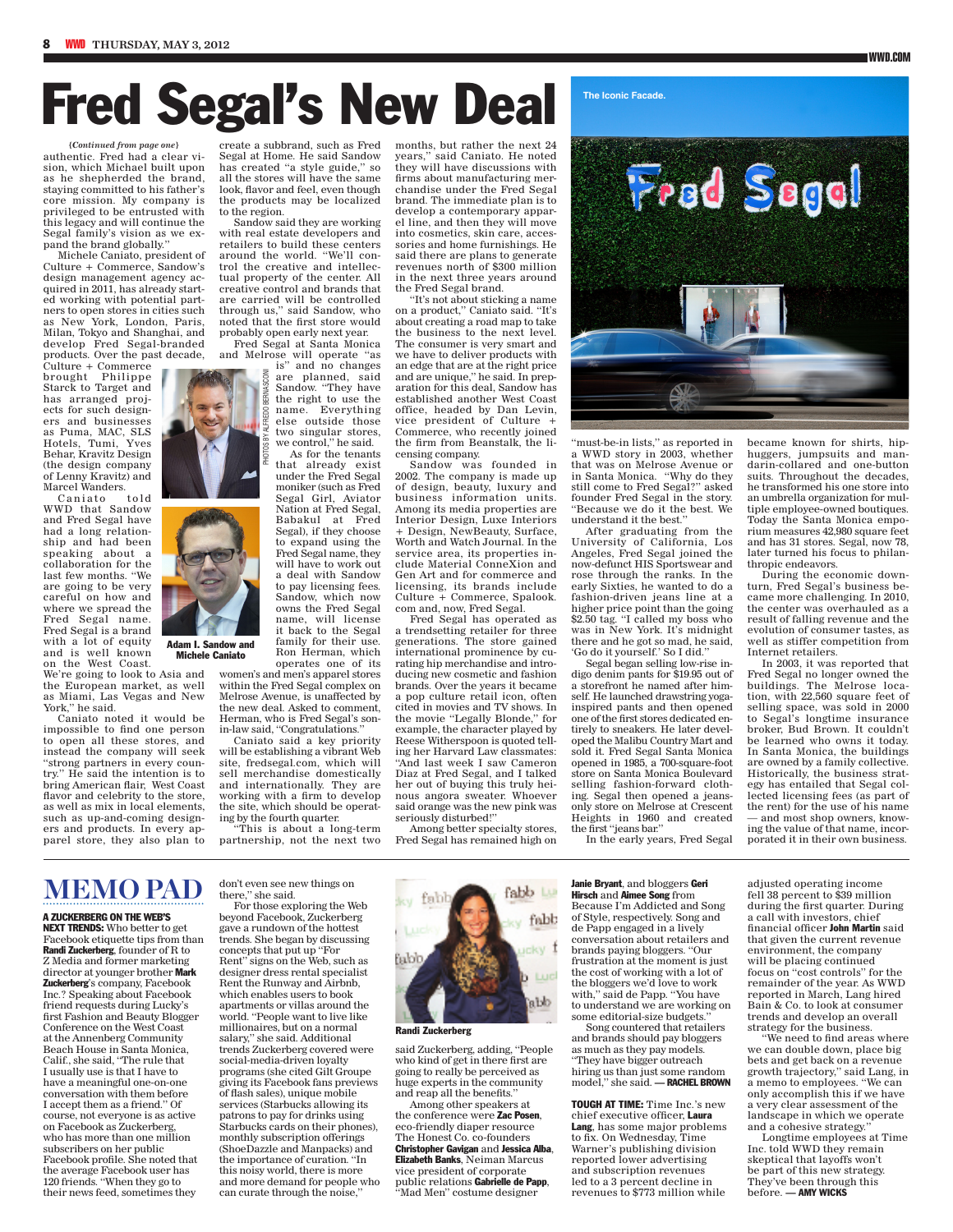# Fred Segal's New Deal

(Continued from page one)

authentic. Fred had a clear vision, which Michael built upon as he shepherded the brand, staying committed to his father's core mission. My company is privileged to be entrusted with this legacy and will continue the Segal family's vision as we expand the brand globally."

Michele Caniato, president of Culture + Commerce, Sandow's design management agency acquired in 2011, has already started working with potential partners to open stores in cities such as New York, London, Paris, Milan, Tokyo and Shanghai, and develop Fred Segal-branded products. Over the past decade, Culture + Commerce brought Philippe Starck to Target and has arranged projects for such designers and businesses as Puma, MAC, SLS Hotels, Tumi, Yves Behar, Kravitz Design (the design company of Lenny Kravitz) and Marcel Wanders.

Caniato told WWD that Sandow and Fred Segal have had a long relationship and had been speaking about a collaboration for the last few months. "We are going to be very careful on how and where we spread the Fred Segal name. Fred Segal is a brand with a lot of equity and is well known on the West Coast. We're going to look to Asia and the European market, as well as Miami, Las Vegas and New York," he said.

Caniato noted it would be impossible to find one person to open all these stores, and instead the company will seek "strong partners in every country." He said the intention is to bring American flair, West Coast flavor and celebrity to the store, as well as mix in local elements, such as up-and-coming designers and products. In every apparel store, they also plan to create a subbrand, such as Fred Segal at Home. He said Sandow has created "a style guide," so all the stores will have the same look, flavor and feel, even though the products may be localized to the region.

Sandow said they are working with real estate developers and retailers to build these centers around the world. "We'll control the creative and intellectual property of the center. All creative control and brands that are carried will be controlled through us," said Sandow, who noted that the first store would probably open early next year.

Fred Segal at Santa Monica and Melrose will operate "as is" and no changes are planned, said Sandow. "They have the right to use the name. Everything else outside those two singular stores, we control," he said.

PHOTOS BY ALFREDO BERNASCONI

**Adam I. Sandow and Michele Caniato**

As for the tenants that already exist under the Fred Segal moniker (such as Fred Segal Girl, Aviator Nation at Fred Segal, Babakul at Fred Segal), if they choose to expand using the Fred Segal name, they will have to work out a deal with Sandow to pay licensing fees. Sandow, which now owns the Fred Segal name, will license it back to the Segal family for their use. Ron Herman, which operates one of its women's and men's apparel stores within the Fred Segal complex on Melrose Avenue, is unaffected by the new deal. Asked to comment, Herman, who is Fred Segal's son-in-law said, "Congratulations."

Caniato said a key priority will be establishing a vibrant Web site, fredsegal.com, which will sell merchandise domestically and internationally. They are working with a firm to develop the site, which should be operating by the fourth quarter.

"This is about a long-term partnership, not the next two months, but rather the next 24 years," said Caniato. He noted they will have discussions with firms about manufacturing merchandise under the Fred Segal brand. The immediate plan is to develop a contemporary apparel line, and then they will move into cosmetics, skin care, accessories and home furnishings. He said there are plans to generate revenues north of $300 million in the next three years around the Fred Segal brand.

"It's not about sticking a name on a product," Caniato said. "It's about creating a road map to take the business to the next level. The consumer is very smart and we have to deliver products with an edge that are at the right price and are unique," he said. In preparation for this deal, Sandow has established another West Coast office, headed by Dan Levin, vice president of Culture + Commerce, who recently joined the firm from Beanstalk, the licensing company.

Sandow was founded in 2002. The company is made up of design, beauty, luxury and business information units. Among its media properties are Interior Design, Luxe Interiors + Design, NewBeauty, Surface, Worth and Watch Journal. In the service area, its properties include Material ConneXion and Gen Art and for commerce and licensing, its brands include Culture + Commerce, Spalook.com and, now, Fred Segal.

Fred Segal has operated as a trendsetting retailer for three generations. The store gained international prominence by curating hip merchandise and introducing new cosmetic and fashion brands. Over the years it became a pop culture retail icon, often cited in movies and TV shows. In the movie "Legally Blonde," for example, the character played by Reese Witherspoon is quoted telling her Harvard Law classmates: "And last week I saw Cameron Diaz at Fred Segal, and I talked her out of buying this truly heinous angora sweater. Whoever said orange was the new pink was seriously disturbed!"

Among better specialty stores, Fred Segal has remained high on

The Iconic Facade.

"must-be-in lists," as reported in a WWD story in 2003, whether that was on Melrose Avenue or in Santa Monica. "Why do they still come to Fred Segal?" asked founder Fred Segal in the story. "Because we do it the best. We understand it the best."

After graduating from the University of California, Los Angeles, Fred Segal joined the now-defunct HIS Sportswear and rose through the ranks. In the early Sixties, he wanted to do a fashion-driven jeans line at a higher price point than the going $2.50 tag. "I called my boss who was in New York. It's midnight there and he got so mad, he said, 'Go do it yourself.' So I did."

Segal began selling low-rise indigo denim pants for $19.95 out of a storefront he named after himself. He launched drawstring yoga-inspired pants and then opened one of the first stores dedicated entirely to sneakers. He later developed the Malibu Country Mart and sold it. Fred Segal Santa Monica opened in 1985, a 700-square-foot store on Santa Monica Boulevard selling fashion-forward clothing. Segal then opened a jeans-only store on Melrose at Crescent Heights in 1960 and created the first "jeans bar."

In the early years, Fred Segal became known for shirts, hip-huggers, jumpsuits and mandarin-collared and one-button suits. Throughout the decades, he transformed his one store into an umbrella organization for multiple employee-owned boutiques. Today the Santa Monica emporium measures 42,980 square feet and has 31 stores. Segal, now 78, later turned his focus to philanthropic endeavors.

During the economic downturn, Fred Segal's business became more challenging. In 2010, the center was overhauled as a result of falling revenue and the evolution of consumer tastes, as well as stiffer competition from Internet retailers.

In 2003, it was reported that Fred Segal no longer owned the buildings. The Melrose location, with 22,560 square feet of selling space, was sold in 2000 to Segal's longtime insurance broker, Bud Brown. It couldn't be learned who owns it today. In Santa Monica, the buildings are owned by a family collective. Historically, the business strategy has entailed that Segal collected licensing fees (as part of the rent) for the use of his name — and most shop owners, knowing the value of that name, incorporated it in their own business.

# MEMO PAD

**A ZUCKERBERG ON THE WEB'S NEXT TRENDS:** Who better to get Facebook etiquette tips from than **Randi Zuckerberg**, founder of R to Z Media and former marketing director at younger brother **Mark Zuckerberg**'s company, Facebook Inc.? Speaking about Facebook friend requests during Lucky's first Fashion and Beauty Blogger Conference on the West Coast at the Annenberg Community Beach House in Santa Monica, Calif., she said, "The rule that I usually use is that I have to have a meaningful one-on-one conversation with them before I accept them as a friend." Of course, not everyone is as active on Facebook as Zuckerberg, who has more than one million subscribers on her public Facebook profile. She noted that the average Facebook user has 120 friends. "When they go to their news feed, sometimes they don't even see new things on there," she said.

For those exploring the Web beyond Facebook, Zuckerberg gave a rundown of the hottest trends. She began by discussing concepts that put up "For Rent" signs on the Web, such as designer dress rental specialist Rent the Runway and Airbnb, which enables users to book apartments or villas around the world. "People want to live like millionaires, but on a normal salary," she said. Additional trends Zuckerberg covered were social-media-driven loyalty programs (she cited Gilt Groupe giving its Facebook fans previews of flash sales), unique mobile services (Starbucks allowing its patrons to pay for drinks using Starbucks cards on their phones), monthly subscription offerings (ShoeDazzle and Manpacks) and the importance of curation. "In this noisy world, there is more and more demand for people who can curate through the noise,"

**Randi Zuckerberg**

said Zuckerberg, adding, "People who kind of get in there first are going to really be perceived as huge experts in the community and reap all the benefits."

Among other speakers at the conference were **Zac Posen**, eco-friendly diaper resource The Honest Co. co-founders **Christopher Gavigan** and **Jessica Alba**, **Elizabeth Banks**, Neiman Marcus vice president of corporate public relations **Gabrielle de Papp**, "Mad Men" costume designer **Janie Bryant**, and bloggers **Geri Hirsch** and **Aimee Song** from Because I'm Addicted and Song of Style, respectively. Song and de Papp engaged in a lively conversation about retailers and brands paying bloggers. "Our frustration at the moment is just the cost of working with a lot of the bloggers we'd love to work with," said de Papp. "You have to understand we are working on some editorial-size budgets."

Song countered that retailers and brands should pay bloggers as much as they pay models. "They have bigger outreach hiring us than just some random model," she said. **— RACHEL BROWN**

**TOUGH AT TIME:** Time Inc.'s new chief executive officer, **Laura Lang**, has some major problems to fix. On Wednesday, Time Warner's publishing division reported lower advertising and subscription revenues led to a 3 percent decline in revenues to $773 million while adjusted operating income fell 38 percent to $39 million during the first quarter. During a call with investors, chief financial officer **John Martin** said that given the current revenue environment, the company will be placing continued focus on "cost controls" for the remainder of the year. As WWD reported in March, Lang hired Bain & Co. to look at consumer trends and develop an overall strategy for the business.

"We need to find areas where we can double down, place big bets and get back on a revenue growth trajectory," said Lang, in a memo to employees. "We can only accomplish this if we have a very clear assessment of the landscape in which we operate and a cohesive strategy."

Longtime employees at Time Inc. told WWD they remain skeptical that layoffs won't be part of this new strategy. They've been through this before. **— AMY WICKS**